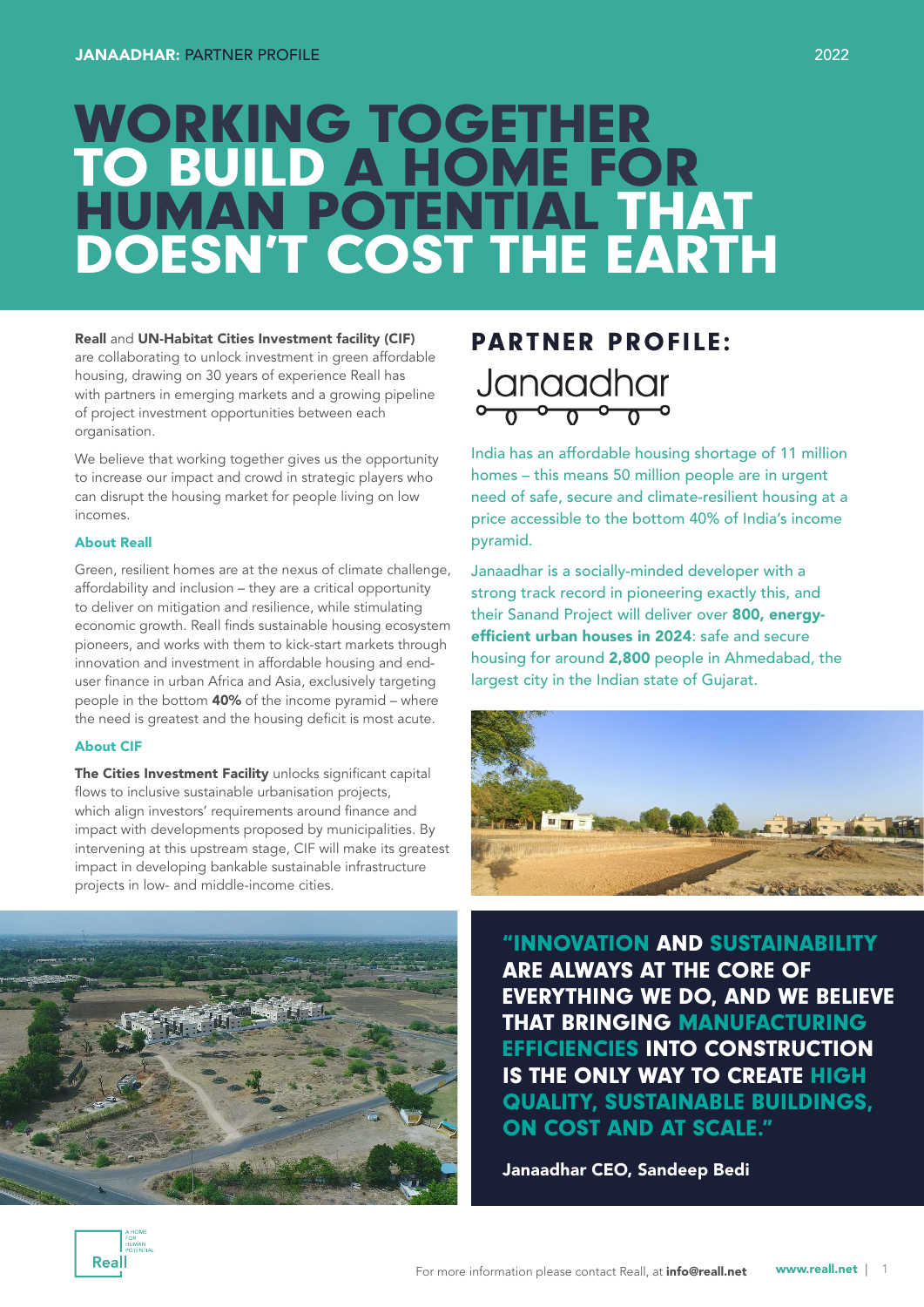# WORKING TOGETHER TO BUILD A HOME FOR HUMAN POTENTIAL THAT DOESN'T COST THE EARTH

**Reall** and **UN-Habitat Cities Investment facility (CIF)** are collaborating to unlock investment in green affordable housing, drawing on 30 years of experience Reall has with partners in emerging markets and a growing pipeline of project investment opportunities between each organisation.

We believe that working together gives us the opportunity to increase our impact and crowd in strategic players who can disrupt the housing market for people living on low incomes.

### About Reall

Green, resilient homes are at the nexus of climate challenge, affordability and inclusion – they are a critical opportunity to deliver on mitigation and resilience, while stimulating economic growth. Reall finds sustainable housing ecosystem pioneers, and works with them to kick-start markets through innovation and investment in affordable housing and end-user finance in urban Africa and Asia, exclusively targeting people in the bottom **40%** of the income pyramid – where the need is greatest and the housing deficit is most acute.

### About CIF

**The Cities Investment Facility** unlocks significant capital flows to inclusive sustainable urbanisation projects, which align investors' requirements around finance and impact with developments proposed by municipalities. By intervening at this upstream stage, CIF will make its greatest impact in developing bankable sustainable infrastructure projects in low- and middle-income cities.

## PARTNER PROFILE: Janaadhar

India has an affordable housing shortage of 11 million homes – this means 50 million people are in urgent need of safe, secure and climate-resilient housing at a price accessible to the bottom 40% of India's income pyramid.

Janaadhar is a socially-minded developer with a strong track record in pioneering exactly this, and their Sanand Project will deliver over **800, energy-efficient urban houses in 2024**: safe and secure housing for around **2,800** people in Ahmedabad, the largest city in the Indian state of Gujarat.

> **"INNOVATION AND SUSTAINABILITY ARE ALWAYS AT THE CORE OF EVERYTHING WE DO, AND WE BELIEVE THAT BRINGING MANUFACTURING EFFICIENCIES INTO CONSTRUCTION IS THE ONLY WAY TO CREATE HIGH QUALITY, SUSTAINABLE BUILDINGS, ON COST AND AT SCALE."**
>
> **Janaadhar CEO, Sandeep Bedi**

For more information please contact Reall, at **info@reall.net**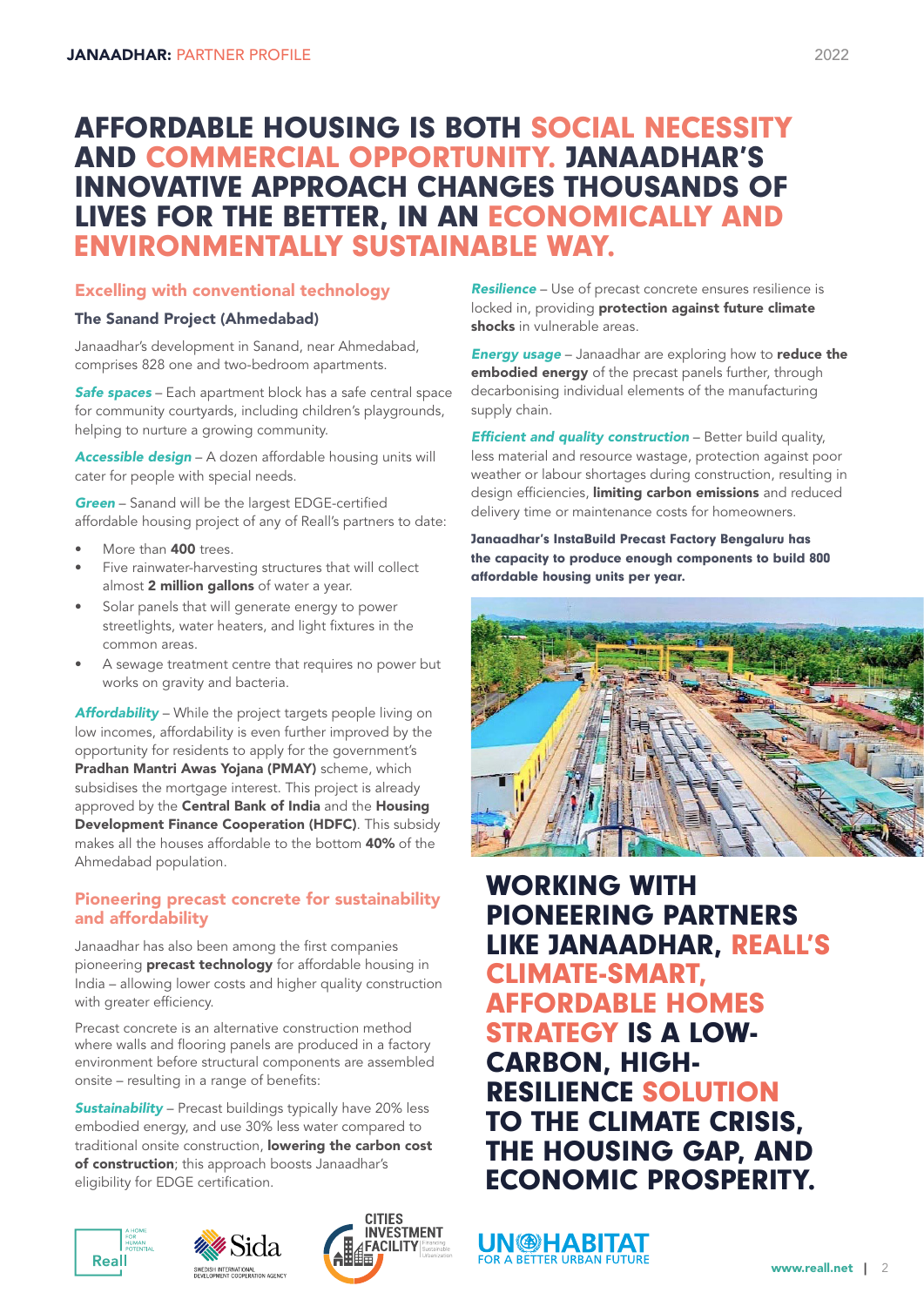# AFFORDABLE HOUSING IS BOTH SOCIAL NECESSITY AND COMMERCIAL OPPORTUNITY. JANAADHAR'S INNOVATIVE APPROACH CHANGES THOUSANDS OF LIVES FOR THE BETTER, IN AN ECONOMICALLY AND ENVIRONMENTALLY SUSTAINABLE WAY.

## Excelling with conventional technology

### The Sanand Project (Ahmedabad)

Janaadhar's development in Sanand, near Ahmedabad, comprises 828 one and two-bedroom apartments.

***Safe spaces*** – Each apartment block has a safe central space for community courtyards, including children's playgrounds, helping to nurture a growing community.

***Accessible design*** – A dozen affordable housing units will cater for people with special needs.

***Green*** – Sanand will be the largest EDGE-certified affordable housing project of any of Reall's partners to date:

- More than **400** trees.
- Five rainwater-harvesting structures that will collect almost **2 million gallons** of water a year.
- Solar panels that will generate energy to power streetlights, water heaters, and light fixtures in the common areas.
- A sewage treatment centre that requires no power but works on gravity and bacteria.

***Affordability*** – While the project targets people living on low incomes, affordability is even further improved by the opportunity for residents to apply for the government's **Pradhan Mantri Awas Yojana (PMAY)** scheme, which subsidises the mortgage interest. This project is already approved by the **Central Bank of India** and the **Housing Development Finance Cooperation (HDFC)**. This subsidy makes all the houses affordable to the bottom **40%** of the Ahmedabad population.

## Pioneering precast concrete for sustainability and affordability

Janaadhar has also been among the first companies pioneering **precast technology** for affordable housing in India – allowing lower costs and higher quality construction with greater efficiency.

Precast concrete is an alternative construction method where walls and flooring panels are produced in a factory environment before structural components are assembled onsite – resulting in a range of benefits:

***Sustainability*** – Precast buildings typically have 20% less embodied energy, and use 30% less water compared to traditional onsite construction, **lowering the carbon cost of construction**; this approach boosts Janaadhar's eligibility for EDGE certification.

***Resilience*** – Use of precast concrete ensures resilience is locked in, providing **protection against future climate shocks** in vulnerable areas.

***Energy usage*** – Janaadhar are exploring how to **reduce the embodied energy** of the precast panels further, through decarbonising individual elements of the manufacturing supply chain.

***Efficient and quality construction*** – Better build quality, less material and resource wastage, protection against poor weather or labour shortages during construction, resulting in design efficiencies, **limiting carbon emissions** and reduced delivery time or maintenance costs for homeowners.

**Janaadhar's InstaBuild Precast Factory Bengaluru has the capacity to produce enough components to build 800 affordable housing units per year.**

## WORKING WITH PIONEERING PARTNERS LIKE JANAADHAR, REALL'S CLIMATE-SMART, AFFORDABLE HOMES STRATEGY IS A LOW-CARBON, HIGH-RESILIENCE SOLUTION TO THE CLIMATE CRISIS, THE HOUSING GAP, AND ECONOMIC PROSPERITY.

www.reall.net